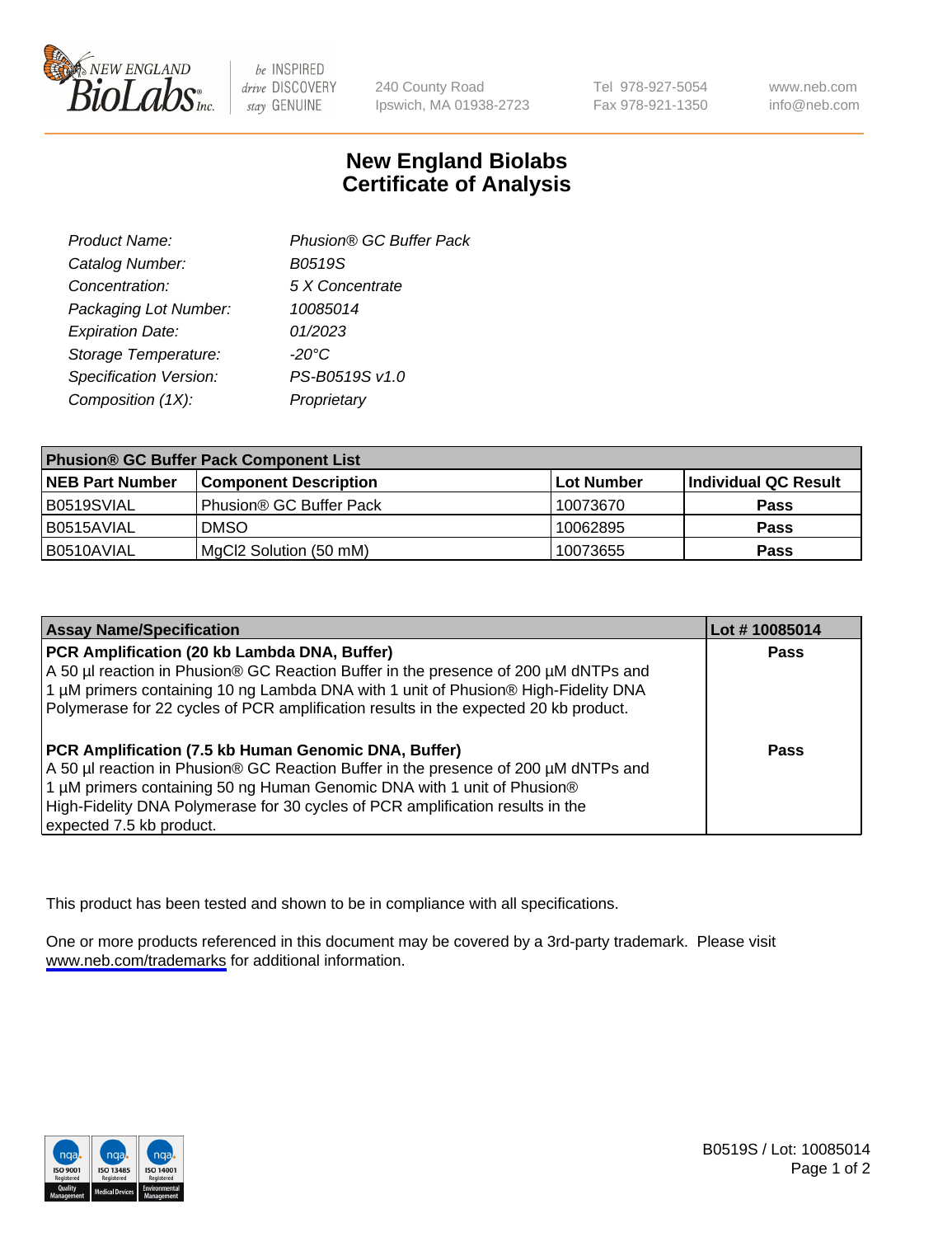240 County Road
Ipswich, MA 01938-2723

Tel 978-927-5054
Fax 978-921-1350

www.neb.com
info@neb.com

# New England Biolabs
# Certificate of Analysis

| | |
|---|---|
| *Product Name:* | *Phusion® GC Buffer Pack* |
| *Catalog Number:* | *B0519S* |
| *Concentration:* | *5 X Concentrate* |
| *Packaging Lot Number:* | *10085014* |
| *Expiration Date:* | *01/2023* |
| *Storage Temperature:* | *-20°C* |
| *Specification Version:* | *PS-B0519S v1.0* |
| *Composition (1X):* | *Proprietary* |

| **Phusion® GC Buffer Pack Component List** | | | |
|---|---|---|---|
| **NEB Part Number** | **Component Description** | **Lot Number** | **Individual QC Result** |
| B0519SVIAL | Phusion® GC Buffer Pack | 10073670 | **Pass** |
| B0515AVIAL | DMSO | 10062895 | **Pass** |
| B0510AVIAL | $MgCl_2$ Solution (50 mM) | 10073655 | **Pass** |

| **Assay Name/Specification** | **Lot # 10085014** |
|---|---|
| **PCR Amplification (20 kb Lambda DNA, Buffer)** A 50 µl reaction in Phusion® GC Reaction Buffer in the presence of 200 µM dNTPs and 1 µM primers containing 10 ng Lambda DNA with 1 unit of Phusion® High-Fidelity DNA Polymerase for 22 cycles of PCR amplification results in the expected 20 kb product. | **Pass** |
| **PCR Amplification (7.5 kb Human Genomic DNA, Buffer)** A 50 µl reaction in Phusion® GC Reaction Buffer in the presence of 200 µM dNTPs and 1 µM primers containing 50 ng Human Genomic DNA with 1 unit of Phusion® High-Fidelity DNA Polymerase for 30 cycles of PCR amplification results in the expected 7.5 kb product. | **Pass** |

This product has been tested and shown to be in compliance with all specifications.

One or more products referenced in this document may be covered by a 3rd-party trademark. Please visit www.neb.com/trademarks for additional information.

B0519S / Lot: 10085014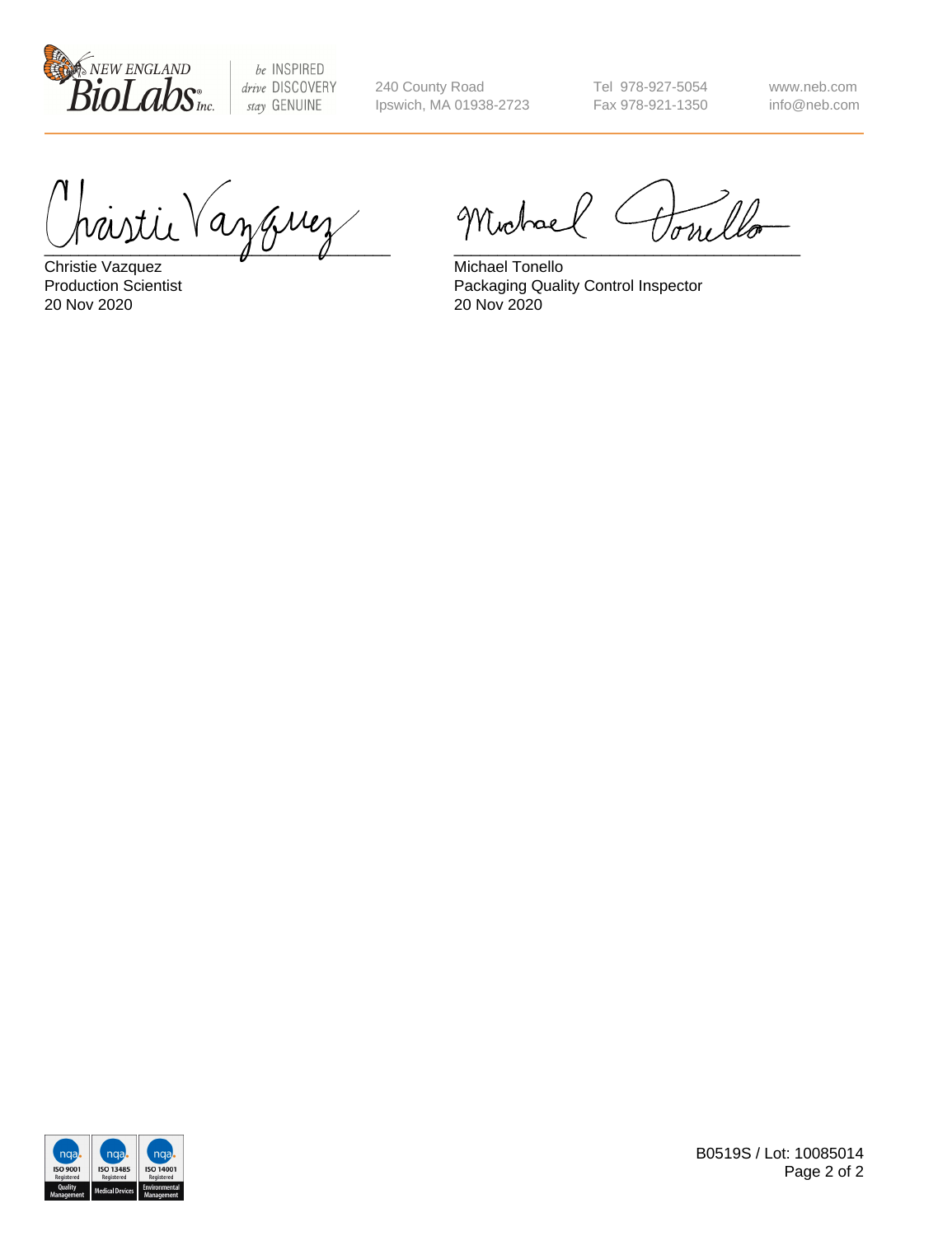240 County Road
Ipswich, MA 01938-2723

Tel 978-927-5054
Fax 978-921-1350

www.neb.com
info@neb.com

Christie Vazquez
Production Scientist
20 Nov 2020

Michael Tonello
Packaging Quality Control Inspector
20 Nov 2020

B0519S / Lot: 10085014